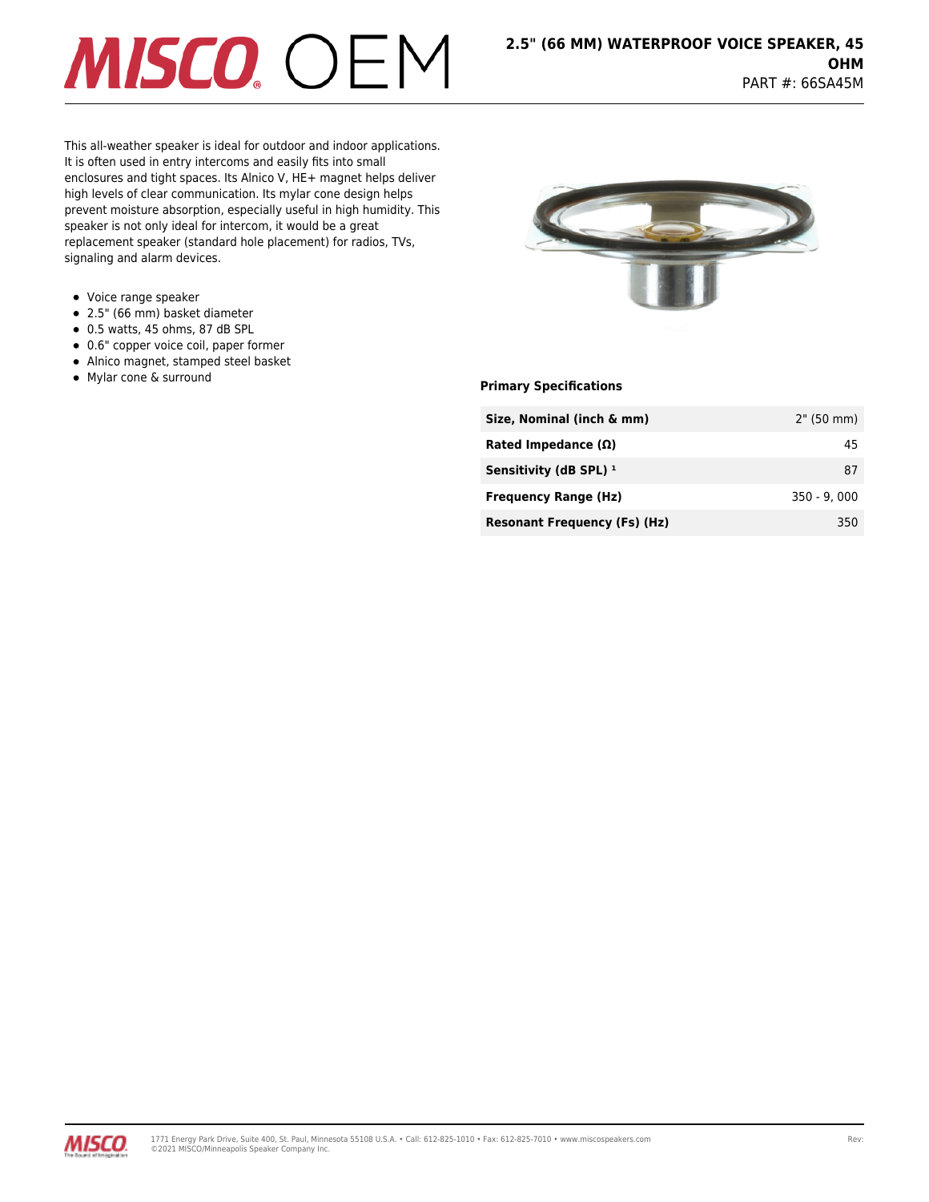# 2.5" (66 MM) WATERPROOF VOICE SPEAKER, 45 OHM

PART #: 66SA45M

This all-weather speaker is ideal for outdoor and indoor applications. It is often used in entry intercoms and easily fits into small enclosures and tight spaces. Its Alnico V, HE+ magnet helps deliver high levels of clear communication. Its mylar cone design helps prevent moisture absorption, especially useful in high humidity. This speaker is not only ideal for intercom, it would be a great replacement speaker (standard hole placement) for radios, TVs, signaling and alarm devices.

- Voice range speaker
- 2.5" (66 mm) basket diameter
- 0.5 watts, 45 ohms, 87 dB SPL
- 0.6" copper voice coil, paper former
- Alnico magnet, stamped steel basket
- Mylar cone & surround

### Primary Specifications

| Specification | Value |
|---|---|
| **Size, Nominal (inch & mm)** | 2" (50 mm) |
| **Rated Impedance (Ω)** | 45 |
| **Sensitivity (dB SPL) [1]** | 87 |
| **Frequency Range (Hz)** | 350 - 9, 000 |
| **Resonant Frequency (Fs) (Hz)** | 350 |

1771 Energy Park Drive, Suite 400, St. Paul, Minnesota 55108 U.S.A. • Call: 612-825-1010 • Fax: 612-825-7010 • www.miscospeakers.com
©2021 MISCO/Minneapolis Speaker Company Inc.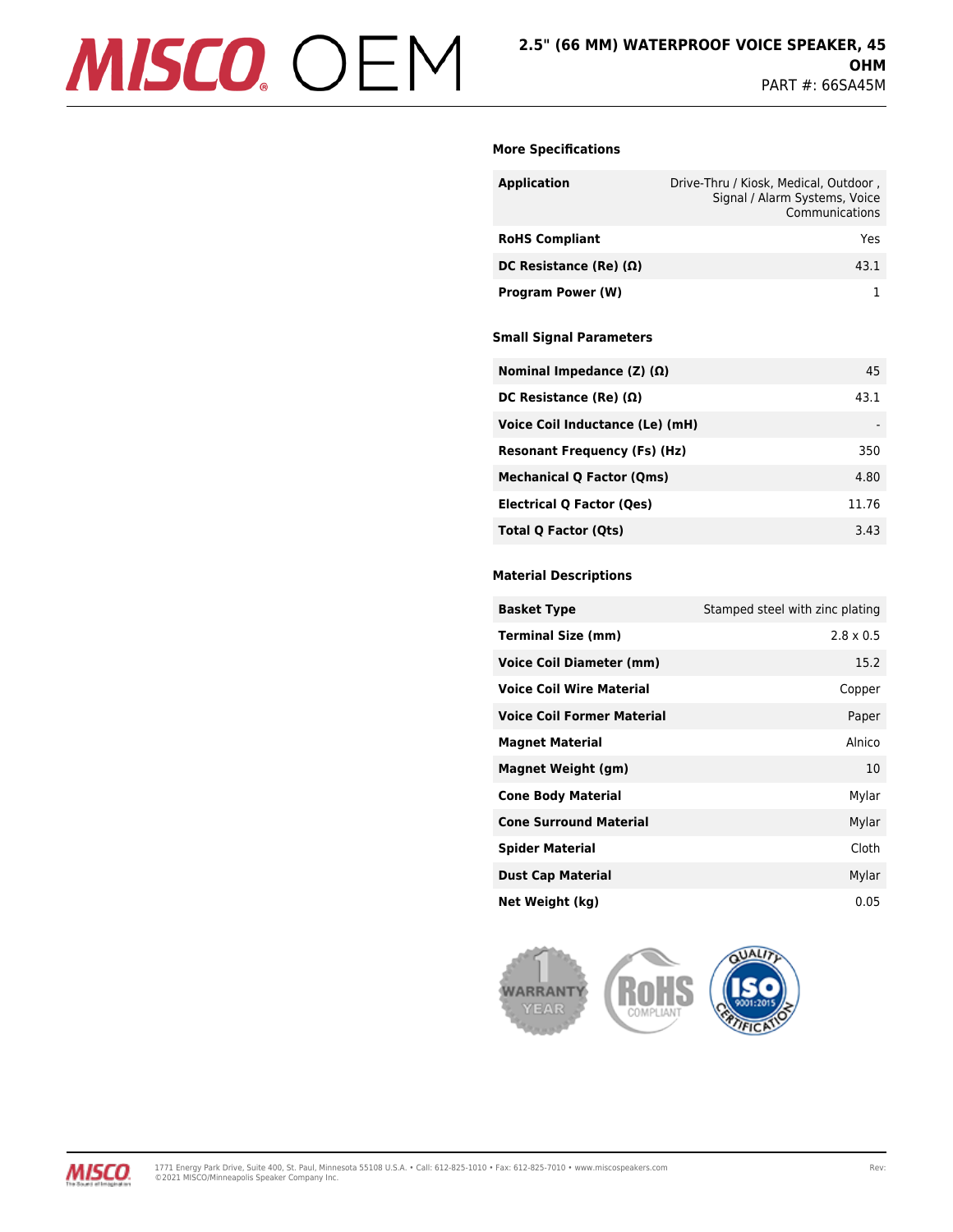### More Specifications

| Application | Drive-Thru / Kiosk, Medical, Outdoor , Signal / Alarm Systems, Voice Communications |
|---|---|
| RoHS Compliant | Yes |
| DC Resistance (Re) (Ω) | 43.1 |
| Program Power (W) | 1 |

### Small Signal Parameters

| Nominal Impedance (Z) (Ω) | 45 |
|---|---|
| DC Resistance (Re) (Ω) | 43.1 |
| Voice Coil Inductance (Le) (mH) | - |
| Resonant Frequency (Fs) (Hz) | 350 |
| Mechanical Q Factor (Qms) | 4.80 |
| Electrical Q Factor (Qes) | 11.76 |
| Total Q Factor (Qts) | 3.43 |

### Material Descriptions

| Basket Type | Stamped steel with zinc plating |
|---|---|
| Terminal Size (mm) | 2.8 x 0.5 |
| Voice Coil Diameter (mm) | 15.2 |
| Voice Coil Wire Material | Copper |
| Voice Coil Former Material | Paper |
| Magnet Material | Alnico |
| Magnet Weight (gm) | 10 |
| Cone Body Material | Mylar |
| Cone Surround Material | Mylar |
| Spider Material | Cloth |
| Dust Cap Material | Mylar |
| Net Weight (kg) | 0.05 |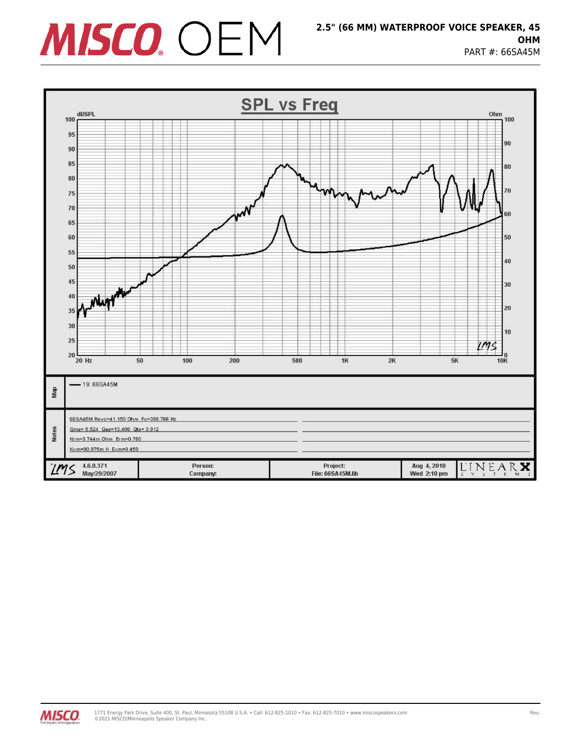# MISCO OEM

**2.5" (66 MM) WATERPROOF VOICE SPEAKER, 45 OHM**

PART #: 66SA45M

**SPL vs Freq**

dBSPL

100
95
90
85
80
75
70
65
60
55
50
45
40
35
30
25
20

Ohm

100
90
80
70
60
50
40
30
20
10
0

20 Hz
50
100
200
500
1K
2K
5K
10K

LMS

Map

— 19: 66SA45M

Notes

66SA45M Revc=41.150 Ohm Fo=398.766 Hz

Qms= 5.524 Qes=13.408 Qts= 3.912

Krm=3.744m Ohm Erm=0.760

Kxm=90.975m H Exm=0.458

LMS 4.6.0.371 May/29/2007

Person:
Company:

Project:
File: 66SA45M.lib

Aug 4, 2010
Wed 2:10 pm

LINEARX SYSTEMS

1771 Energy Park Drive, Suite 400, St. Paul, Minnesota 55108 U.S.A. • Call: 612-825-1010 • Fax: 612-825-7010 • www.miscospeakers.com
©2021 MISCO/Minneapolis Speaker Company Inc.

Rev: